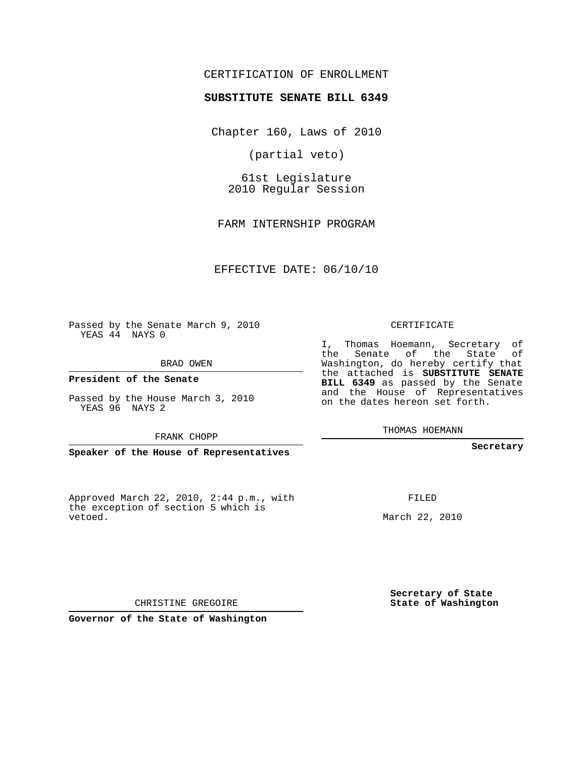CERTIFICATION OF ENROLLMENT

**SUBSTITUTE SENATE BILL 6349**

Chapter 160, Laws of 2010

(partial veto)

61st Legislature
2010 Regular Session

FARM INTERNSHIP PROGRAM

EFFECTIVE DATE: 06/10/10

Passed by the Senate March 9, 2010
YEAS 44 NAYS 0

BRAD OWEN

**President of the Senate**

Passed by the House March 3, 2010
YEAS 96 NAYS 2

FRANK CHOPP

**Speaker of the House of Representatives**

Approved March 22, 2010, 2:44 p.m., with the exception of section 5 which is vetoed.

CHRISTINE GREGOIRE

**Governor of the State of Washington**

CERTIFICATE

I, Thomas Hoemann, Secretary of the Senate of the State of Washington, do hereby certify that the attached is **SUBSTITUTE SENATE BILL 6349** as passed by the Senate and the House of Representatives on the dates hereon set forth.

THOMAS HOEMANN

**Secretary**

FILED

March 22, 2010

**Secretary of State**
**State of Washington**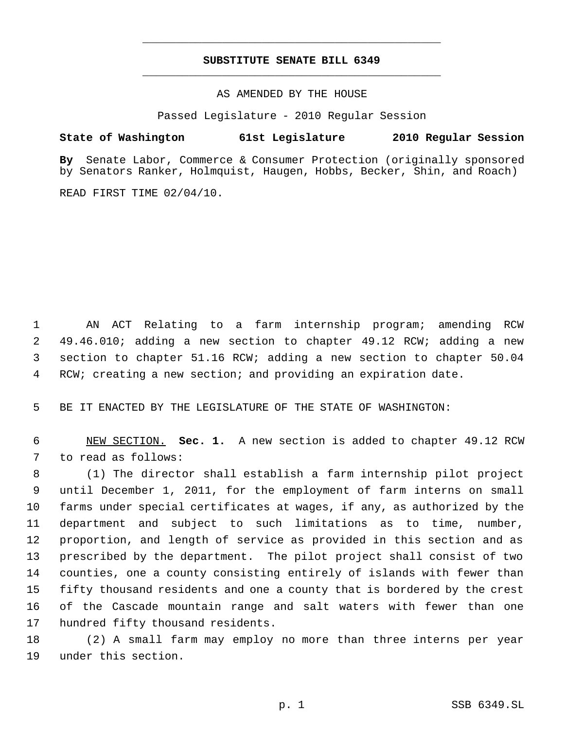# SUBSTITUTE SENATE BILL 6349

AS AMENDED BY THE HOUSE

Passed Legislature - 2010 Regular Session

**State of Washington 61st Legislature 2010 Regular Session**

**By** Senate Labor, Commerce & Consumer Protection (originally sponsored by Senators Ranker, Holmquist, Haugen, Hobbs, Becker, Shin, and Roach)

READ FIRST TIME 02/04/10.

1 AN ACT Relating to a farm internship program; amending RCW 2 49.46.010; adding a new section to chapter 49.12 RCW; adding a new 3 section to chapter 51.16 RCW; adding a new section to chapter 50.04 4 RCW; creating a new section; and providing an expiration date.

5 BE IT ENACTED BY THE LEGISLATURE OF THE STATE OF WASHINGTON:

6 NEW SECTION. **Sec. 1.** A new section is added to chapter 49.12 RCW 7 to read as follows:

8 (1) The director shall establish a farm internship pilot project 9 until December 1, 2011, for the employment of farm interns on small 10 farms under special certificates at wages, if any, as authorized by the 11 department and subject to such limitations as to time, number, 12 proportion, and length of service as provided in this section and as 13 prescribed by the department. The pilot project shall consist of two 14 counties, one a county consisting entirely of islands with fewer than 15 fifty thousand residents and one a county that is bordered by the crest 16 of the Cascade mountain range and salt waters with fewer than one 17 hundred fifty thousand residents.

18 (2) A small farm may employ no more than three interns per year 19 under this section.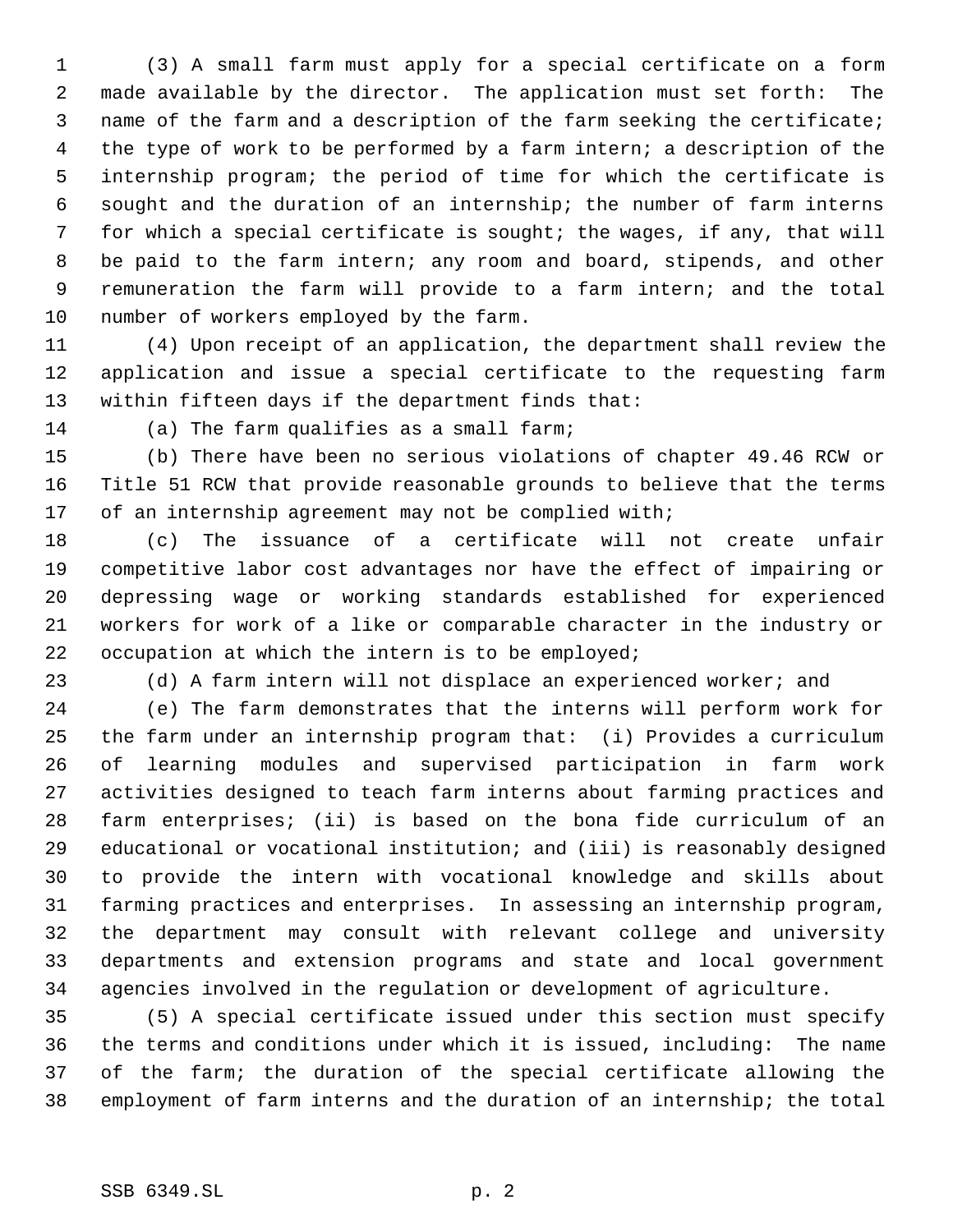(3) A small farm must apply for a special certificate on a form made available by the director. The application must set forth: The name of the farm and a description of the farm seeking the certificate; the type of work to be performed by a farm intern; a description of the internship program; the period of time for which the certificate is sought and the duration of an internship; the number of farm interns for which a special certificate is sought; the wages, if any, that will be paid to the farm intern; any room and board, stipends, and other remuneration the farm will provide to a farm intern; and the total number of workers employed by the farm.

(4) Upon receipt of an application, the department shall review the application and issue a special certificate to the requesting farm within fifteen days if the department finds that:

(a) The farm qualifies as a small farm;

(b) There have been no serious violations of chapter 49.46 RCW or Title 51 RCW that provide reasonable grounds to believe that the terms of an internship agreement may not be complied with;

(c) The issuance of a certificate will not create unfair competitive labor cost advantages nor have the effect of impairing or depressing wage or working standards established for experienced workers for work of a like or comparable character in the industry or occupation at which the intern is to be employed;

(d) A farm intern will not displace an experienced worker; and

(e) The farm demonstrates that the interns will perform work for the farm under an internship program that: (i) Provides a curriculum of learning modules and supervised participation in farm work activities designed to teach farm interns about farming practices and farm enterprises; (ii) is based on the bona fide curriculum of an educational or vocational institution; and (iii) is reasonably designed to provide the intern with vocational knowledge and skills about farming practices and enterprises. In assessing an internship program, the department may consult with relevant college and university departments and extension programs and state and local government agencies involved in the regulation or development of agriculture.

(5) A special certificate issued under this section must specify the terms and conditions under which it is issued, including: The name of the farm; the duration of the special certificate allowing the employment of farm interns and the duration of an internship; the total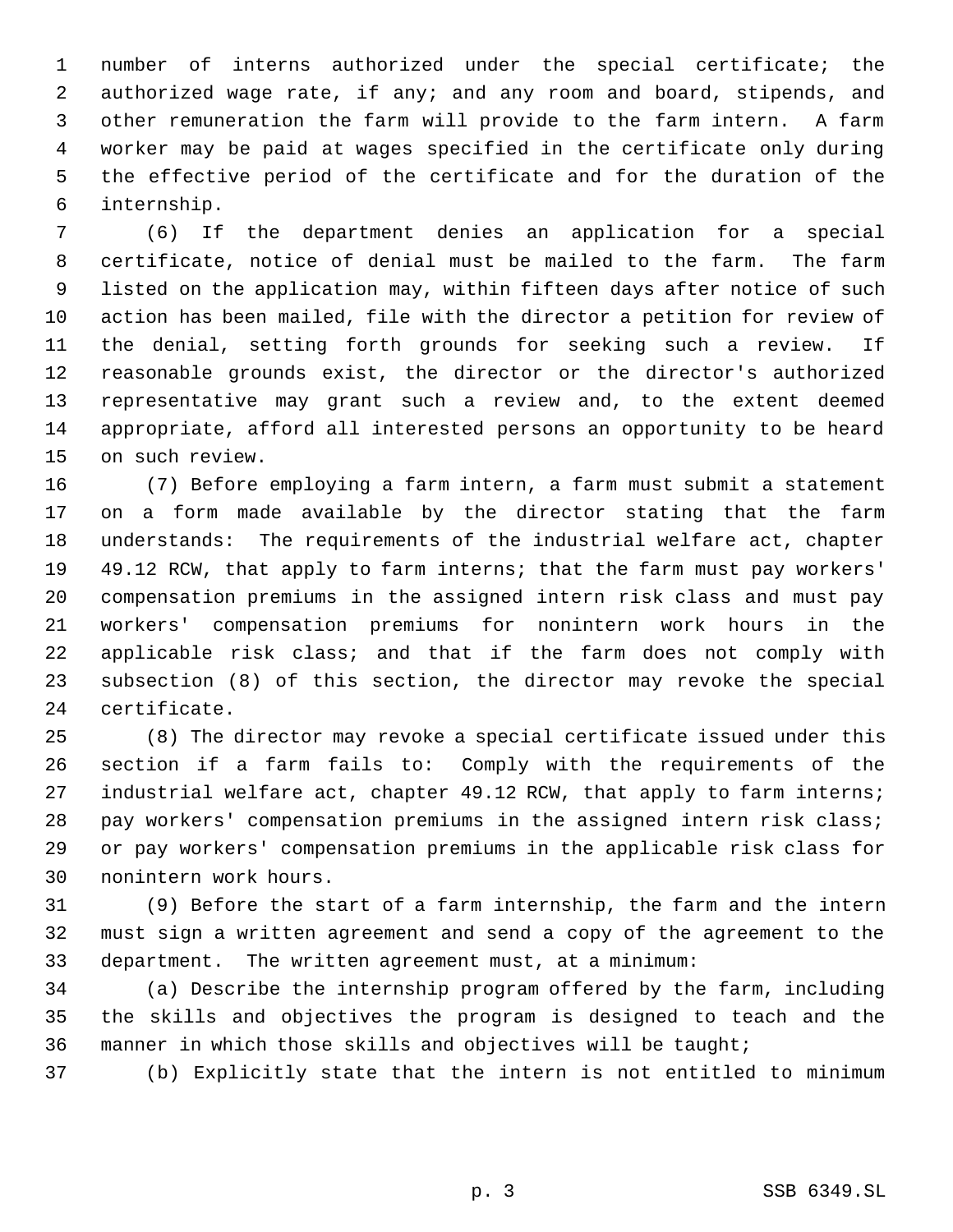number of interns authorized under the special certificate; the authorized wage rate, if any; and any room and board, stipends, and other remuneration the farm will provide to the farm intern. A farm worker may be paid at wages specified in the certificate only during the effective period of the certificate and for the duration of the internship.

(6) If the department denies an application for a special certificate, notice of denial must be mailed to the farm. The farm listed on the application may, within fifteen days after notice of such action has been mailed, file with the director a petition for review of the denial, setting forth grounds for seeking such a review. If reasonable grounds exist, the director or the director's authorized representative may grant such a review and, to the extent deemed appropriate, afford all interested persons an opportunity to be heard on such review.

(7) Before employing a farm intern, a farm must submit a statement on a form made available by the director stating that the farm understands: The requirements of the industrial welfare act, chapter 49.12 RCW, that apply to farm interns; that the farm must pay workers' compensation premiums in the assigned intern risk class and must pay workers' compensation premiums for nonintern work hours in the applicable risk class; and that if the farm does not comply with subsection (8) of this section, the director may revoke the special certificate.

(8) The director may revoke a special certificate issued under this section if a farm fails to: Comply with the requirements of the industrial welfare act, chapter 49.12 RCW, that apply to farm interns; pay workers' compensation premiums in the assigned intern risk class; or pay workers' compensation premiums in the applicable risk class for nonintern work hours.

(9) Before the start of a farm internship, the farm and the intern must sign a written agreement and send a copy of the agreement to the department. The written agreement must, at a minimum:

(a) Describe the internship program offered by the farm, including the skills and objectives the program is designed to teach and the manner in which those skills and objectives will be taught;

(b) Explicitly state that the intern is not entitled to minimum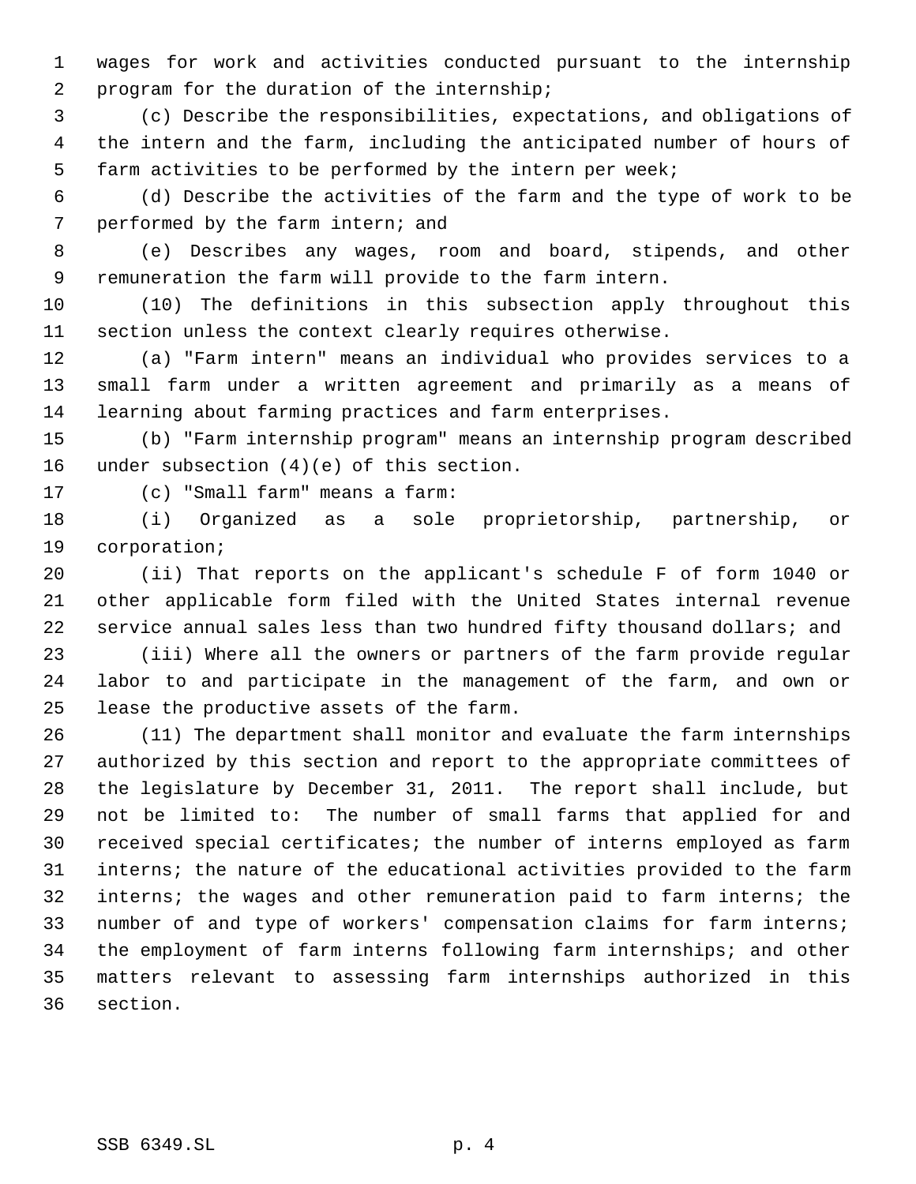wages for work and activities conducted pursuant to the internship program for the duration of the internship;

(c) Describe the responsibilities, expectations, and obligations of the intern and the farm, including the anticipated number of hours of farm activities to be performed by the intern per week;

(d) Describe the activities of the farm and the type of work to be performed by the farm intern; and

(e) Describes any wages, room and board, stipends, and other remuneration the farm will provide to the farm intern.

(10) The definitions in this subsection apply throughout this section unless the context clearly requires otherwise.

(a) "Farm intern" means an individual who provides services to a small farm under a written agreement and primarily as a means of learning about farming practices and farm enterprises.

(b) "Farm internship program" means an internship program described under subsection (4)(e) of this section.

(c) "Small farm" means a farm:

(i) Organized as a sole proprietorship, partnership, or corporation;

(ii) That reports on the applicant's schedule F of form 1040 or other applicable form filed with the United States internal revenue service annual sales less than two hundred fifty thousand dollars; and

(iii) Where all the owners or partners of the farm provide regular labor to and participate in the management of the farm, and own or lease the productive assets of the farm.

(11) The department shall monitor and evaluate the farm internships authorized by this section and report to the appropriate committees of the legislature by December 31, 2011. The report shall include, but not be limited to: The number of small farms that applied for and received special certificates; the number of interns employed as farm interns; the nature of the educational activities provided to the farm interns; the wages and other remuneration paid to farm interns; the number of and type of workers' compensation claims for farm interns; the employment of farm interns following farm internships; and other matters relevant to assessing farm internships authorized in this section.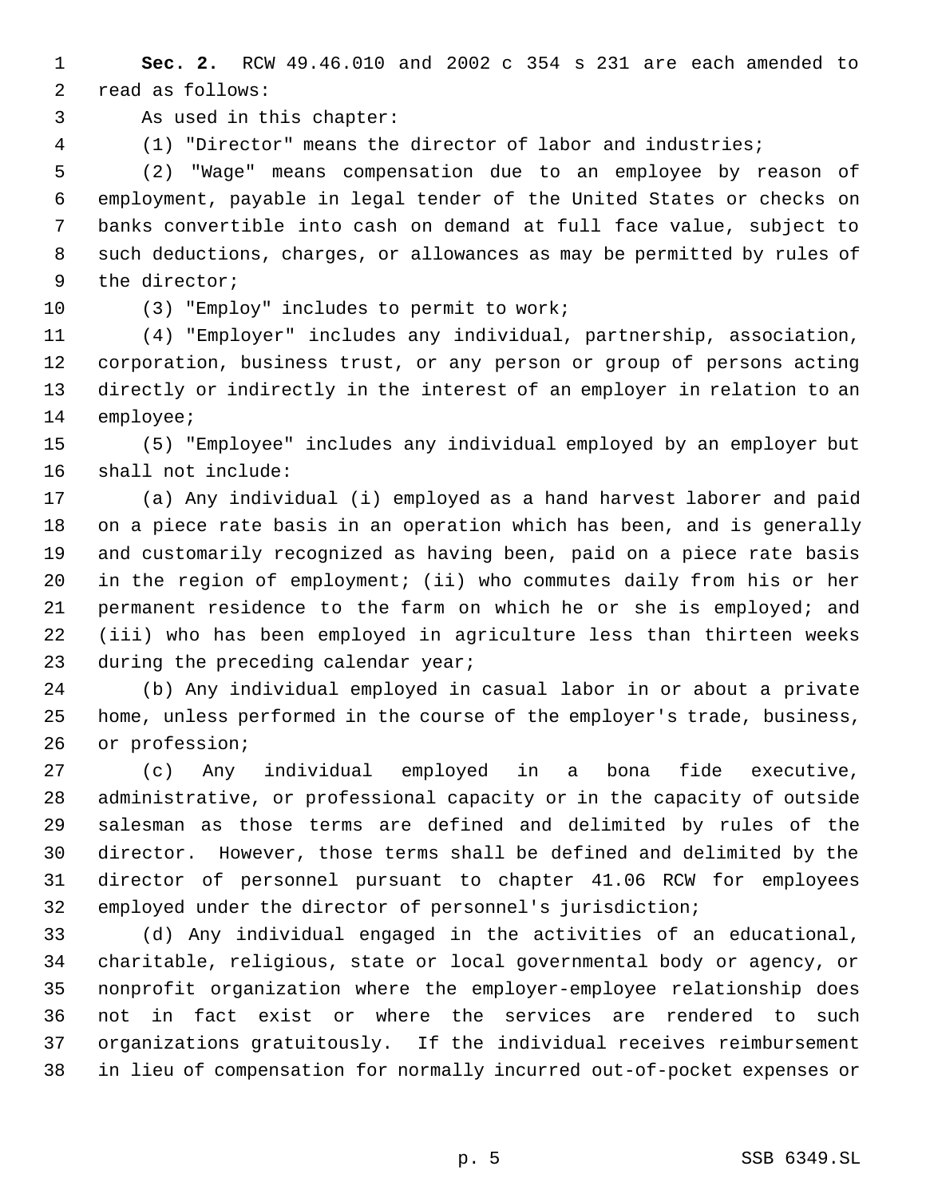**Sec. 2.** RCW 49.46.010 and 2002 c 354 s 231 are each amended to read as follows:

As used in this chapter:

(1) "Director" means the director of labor and industries;

(2) "Wage" means compensation due to an employee by reason of employment, payable in legal tender of the United States or checks on banks convertible into cash on demand at full face value, subject to such deductions, charges, or allowances as may be permitted by rules of the director;

(3) "Employ" includes to permit to work;

(4) "Employer" includes any individual, partnership, association, corporation, business trust, or any person or group of persons acting directly or indirectly in the interest of an employer in relation to an employee;

(5) "Employee" includes any individual employed by an employer but shall not include:

(a) Any individual (i) employed as a hand harvest laborer and paid on a piece rate basis in an operation which has been, and is generally and customarily recognized as having been, paid on a piece rate basis in the region of employment; (ii) who commutes daily from his or her permanent residence to the farm on which he or she is employed; and (iii) who has been employed in agriculture less than thirteen weeks during the preceding calendar year;

(b) Any individual employed in casual labor in or about a private home, unless performed in the course of the employer's trade, business, or profession;

(c) Any individual employed in a bona fide executive, administrative, or professional capacity or in the capacity of outside salesman as those terms are defined and delimited by rules of the director. However, those terms shall be defined and delimited by the director of personnel pursuant to chapter 41.06 RCW for employees employed under the director of personnel's jurisdiction;

(d) Any individual engaged in the activities of an educational, charitable, religious, state or local governmental body or agency, or nonprofit organization where the employer-employee relationship does not in fact exist or where the services are rendered to such organizations gratuitously. If the individual receives reimbursement in lieu of compensation for normally incurred out-of-pocket expenses or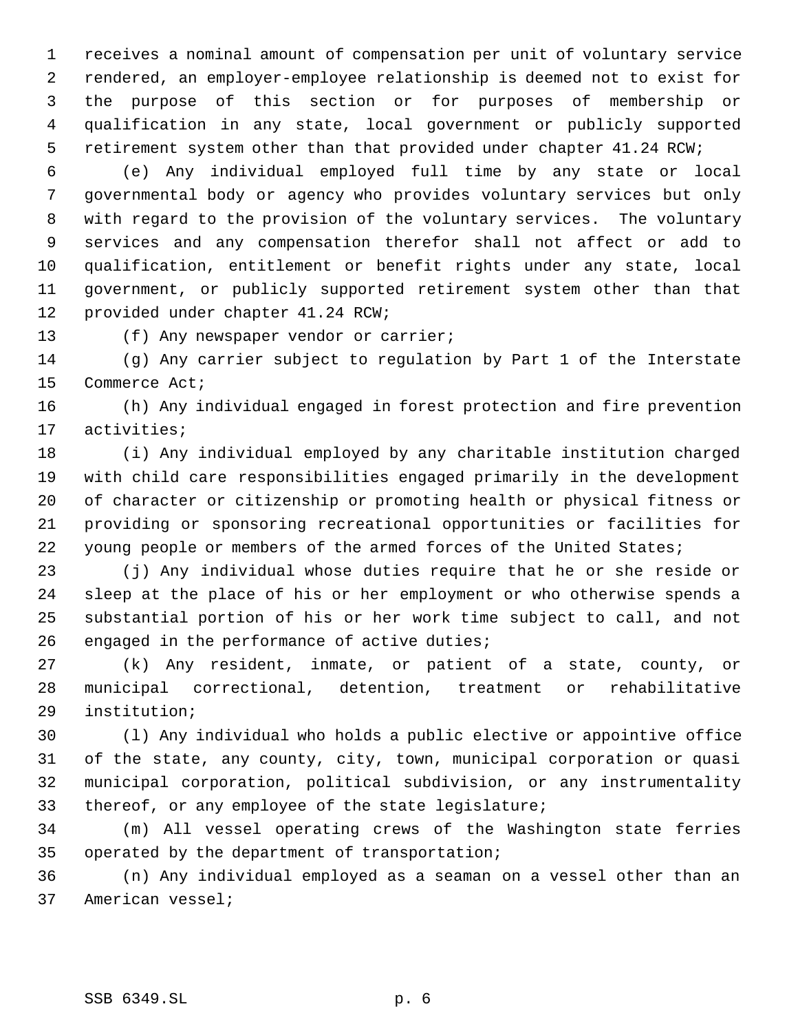receives a nominal amount of compensation per unit of voluntary service rendered, an employer-employee relationship is deemed not to exist for the purpose of this section or for purposes of membership or qualification in any state, local government or publicly supported retirement system other than that provided under chapter 41.24 RCW;

(e) Any individual employed full time by any state or local governmental body or agency who provides voluntary services but only with regard to the provision of the voluntary services. The voluntary services and any compensation therefor shall not affect or add to qualification, entitlement or benefit rights under any state, local government, or publicly supported retirement system other than that provided under chapter 41.24 RCW;

(f) Any newspaper vendor or carrier;

(g) Any carrier subject to regulation by Part 1 of the Interstate Commerce Act;

(h) Any individual engaged in forest protection and fire prevention activities;

(i) Any individual employed by any charitable institution charged with child care responsibilities engaged primarily in the development of character or citizenship or promoting health or physical fitness or providing or sponsoring recreational opportunities or facilities for young people or members of the armed forces of the United States;

(j) Any individual whose duties require that he or she reside or sleep at the place of his or her employment or who otherwise spends a substantial portion of his or her work time subject to call, and not engaged in the performance of active duties;

(k) Any resident, inmate, or patient of a state, county, or municipal correctional, detention, treatment or rehabilitative institution;

(l) Any individual who holds a public elective or appointive office of the state, any county, city, town, municipal corporation or quasi municipal corporation, political subdivision, or any instrumentality thereof, or any employee of the state legislature;

(m) All vessel operating crews of the Washington state ferries operated by the department of transportation;

(n) Any individual employed as a seaman on a vessel other than an American vessel;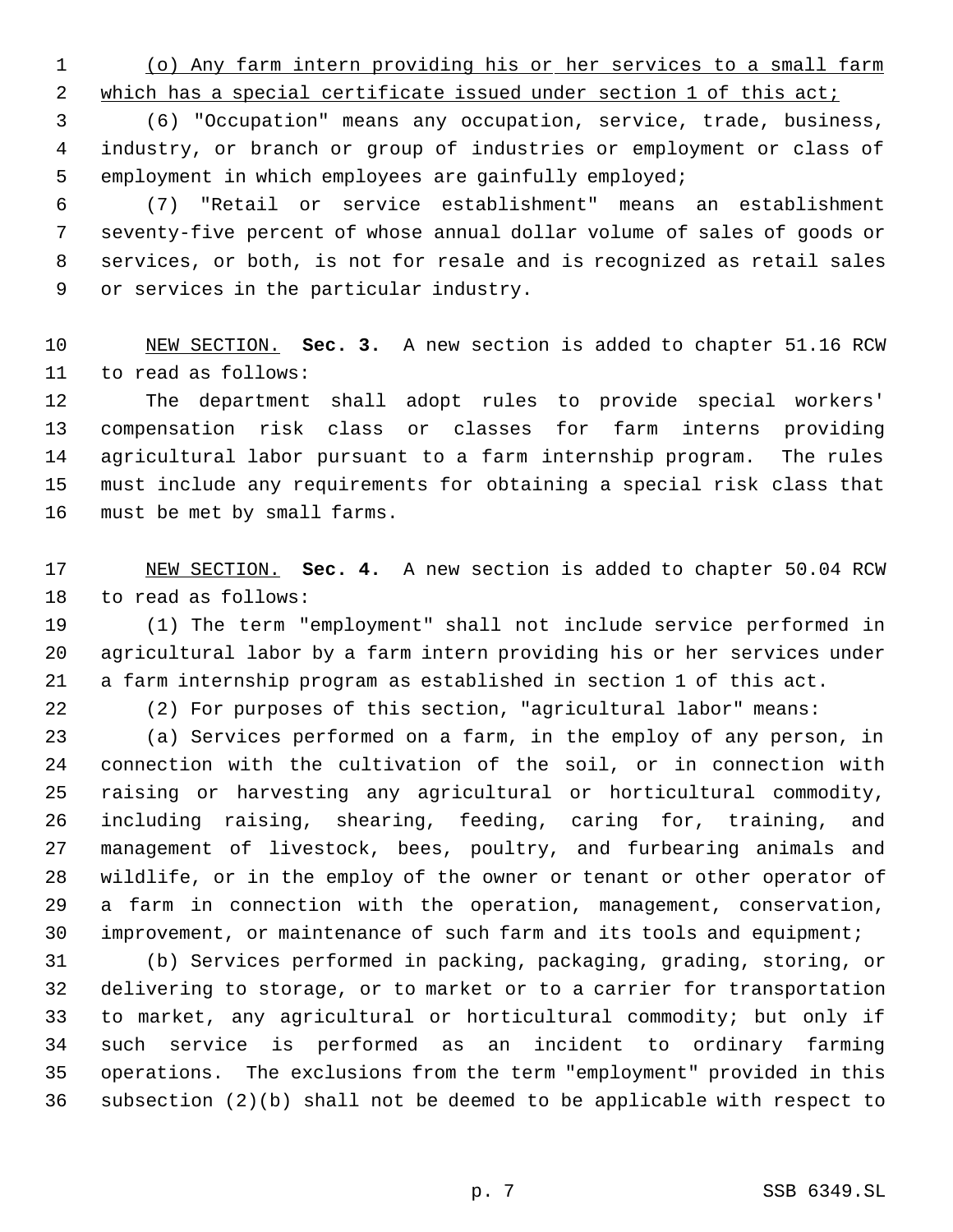(o) Any farm intern providing his or her services to a small farm which has a special certificate issued under section 1 of this act;

(6) "Occupation" means any occupation, service, trade, business, industry, or branch or group of industries or employment or class of employment in which employees are gainfully employed;

(7) "Retail or service establishment" means an establishment seventy-five percent of whose annual dollar volume of sales of goods or services, or both, is not for resale and is recognized as retail sales or services in the particular industry.

NEW SECTION. **Sec. 3.** A new section is added to chapter 51.16 RCW to read as follows:

The department shall adopt rules to provide special workers' compensation risk class or classes for farm interns providing agricultural labor pursuant to a farm internship program. The rules must include any requirements for obtaining a special risk class that must be met by small farms.

NEW SECTION. **Sec. 4.** A new section is added to chapter 50.04 RCW to read as follows:

(1) The term "employment" shall not include service performed in agricultural labor by a farm intern providing his or her services under a farm internship program as established in section 1 of this act.

(2) For purposes of this section, "agricultural labor" means:

(a) Services performed on a farm, in the employ of any person, in connection with the cultivation of the soil, or in connection with raising or harvesting any agricultural or horticultural commodity, including raising, shearing, feeding, caring for, training, and management of livestock, bees, poultry, and furbearing animals and wildlife, or in the employ of the owner or tenant or other operator of a farm in connection with the operation, management, conservation, improvement, or maintenance of such farm and its tools and equipment;

(b) Services performed in packing, packaging, grading, storing, or delivering to storage, or to market or to a carrier for transportation to market, any agricultural or horticultural commodity; but only if such service is performed as an incident to ordinary farming operations. The exclusions from the term "employment" provided in this subsection (2)(b) shall not be deemed to be applicable with respect to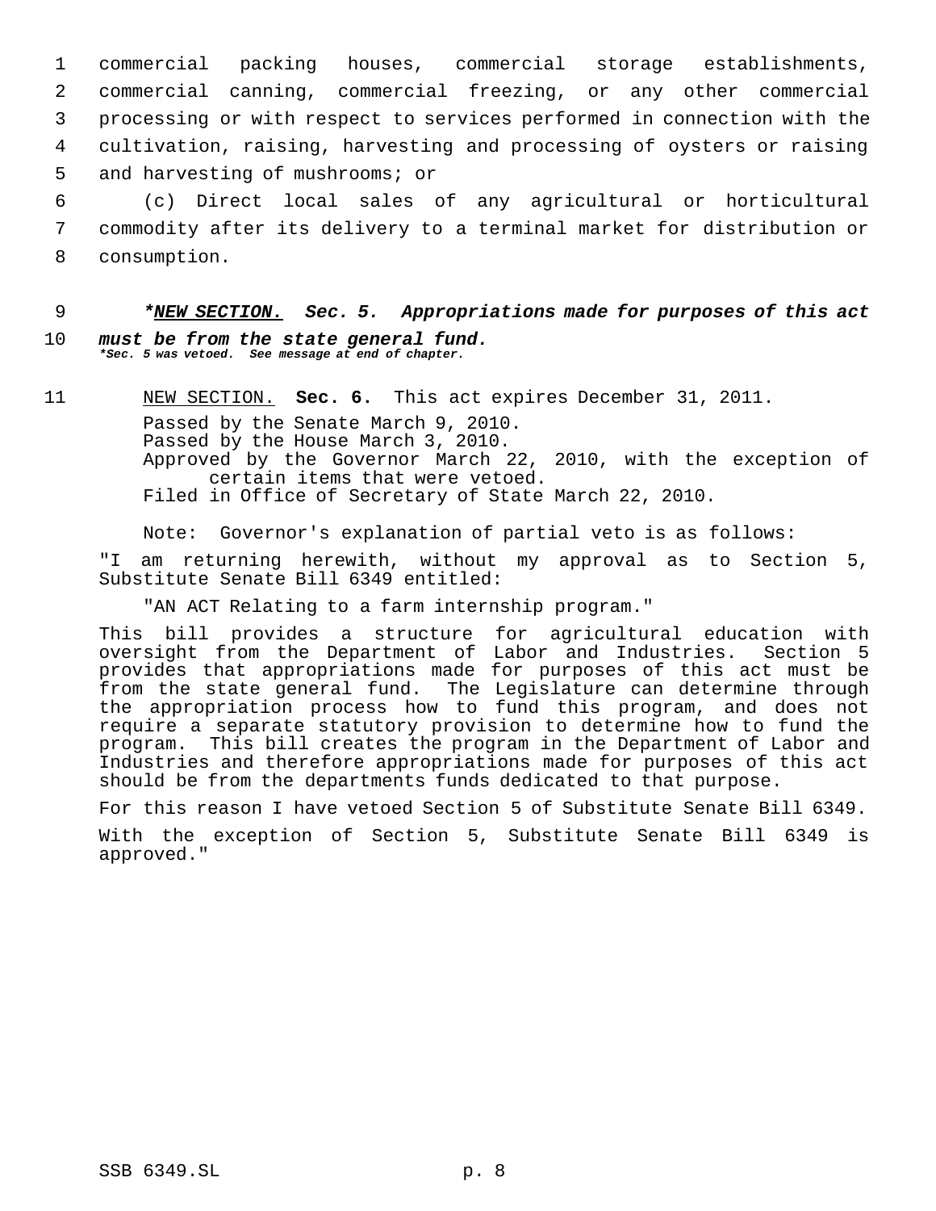commercial packing houses, commercial storage establishments, commercial canning, commercial freezing, or any other commercial processing or with respect to services performed in connection with the cultivation, raising, harvesting and processing of oysters or raising and harvesting of mushrooms; or

(c) Direct local sales of any agricultural or horticultural commodity after its delivery to a terminal market for distribution or consumption.

***NEW SECTION. Sec. 5. Appropriations made for purposes of this act must be from the state general fund.**
****Sec. 5 was vetoed. See message at end of chapter.***

NEW SECTION. **Sec. 6.** This act expires December 31, 2011.

Passed by the Senate March 9, 2010.
Passed by the House March 3, 2010.
Approved by the Governor March 22, 2010, with the exception of certain items that were vetoed.
Filed in Office of Secretary of State March 22, 2010.

Note: Governor's explanation of partial veto is as follows:

"I am returning herewith, without my approval as to Section 5, Substitute Senate Bill 6349 entitled:

"AN ACT Relating to a farm internship program."

This bill provides a structure for agricultural education with oversight from the Department of Labor and Industries. Section 5 provides that appropriations made for purposes of this act must be from the state general fund. The Legislature can determine through the appropriation process how to fund this program, and does not require a separate statutory provision to determine how to fund the program. This bill creates the program in the Department of Labor and Industries and therefore appropriations made for purposes of this act should be from the departments funds dedicated to that purpose.

For this reason I have vetoed Section 5 of Substitute Senate Bill 6349.

With the exception of Section 5, Substitute Senate Bill 6349 is approved."